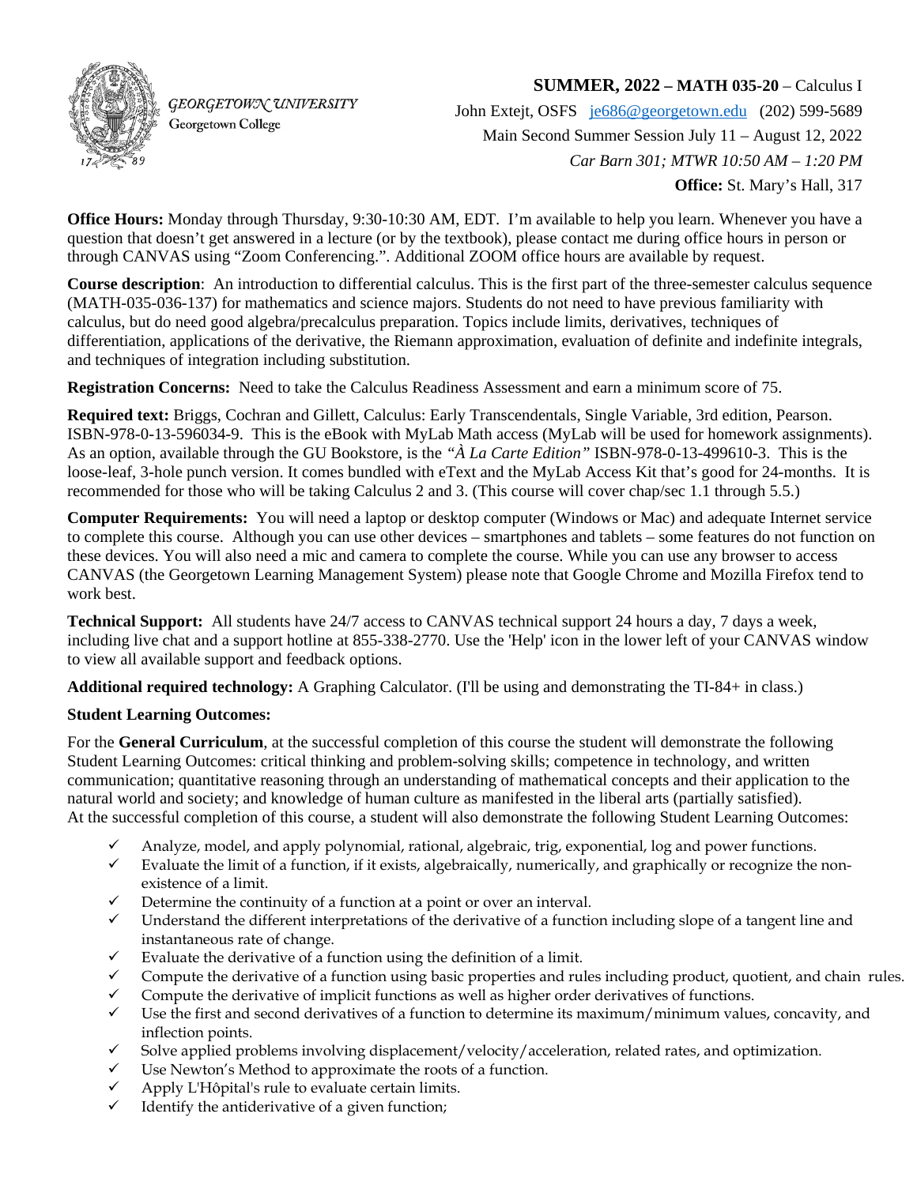GEORGETOWN UNIVERSITY
Georgetown College

**SUMMER, 2022 – MATH 035-20** – Calculus I
John Extejt, OSFS  je686@georgetown.edu  (202) 599-5689
Main Second Summer Session July 11 – August 12, 2022
*Car Barn 301; MTWR 10:50 AM – 1:20 PM*
**Office:** St. Mary's Hall, 317

**Office Hours:** Monday through Thursday, 9:30-10:30 AM, EDT. I'm available to help you learn. Whenever you have a question that doesn't get answered in a lecture (or by the textbook), please contact me during office hours in person or through CANVAS using "Zoom Conferencing.". Additional ZOOM office hours are available by request.

**Course description**: An introduction to differential calculus. This is the first part of the three-semester calculus sequence (MATH-035-036-137) for mathematics and science majors. Students do not need to have previous familiarity with calculus, but do need good algebra/precalculus preparation. Topics include limits, derivatives, techniques of differentiation, applications of the derivative, the Riemann approximation, evaluation of definite and indefinite integrals, and techniques of integration including substitution.

**Registration Concerns:** Need to take the Calculus Readiness Assessment and earn a minimum score of 75.

**Required text:** Briggs, Cochran and Gillett, Calculus: Early Transcendentals, Single Variable, 3rd edition, Pearson. ISBN-978-0-13-596034-9. This is the eBook with MyLab Math access (MyLab will be used for homework assignments). As an option, available through the GU Bookstore, is the *"À La Carte Edition"* ISBN-978-0-13-499610-3. This is the loose-leaf, 3-hole punch version. It comes bundled with eText and the MyLab Access Kit that's good for 24-months. It is recommended for those who will be taking Calculus 2 and 3. (This course will cover chap/sec 1.1 through 5.5.)

**Computer Requirements:** You will need a laptop or desktop computer (Windows or Mac) and adequate Internet service to complete this course. Although you can use other devices – smartphones and tablets – some features do not function on these devices. You will also need a mic and camera to complete the course. While you can use any browser to access CANVAS (the Georgetown Learning Management System) please note that Google Chrome and Mozilla Firefox tend to work best.

**Technical Support:** All students have 24/7 access to CANVAS technical support 24 hours a day, 7 days a week, including live chat and a support hotline at 855-338-2770. Use the 'Help' icon in the lower left of your CANVAS window to view all available support and feedback options.

**Additional required technology:** A Graphing Calculator. (I'll be using and demonstrating the TI-84+ in class.)

**Student Learning Outcomes:**

For the **General Curriculum**, at the successful completion of this course the student will demonstrate the following Student Learning Outcomes: critical thinking and problem-solving skills; competence in technology, and written communication; quantitative reasoning through an understanding of mathematical concepts and their application to the natural world and society; and knowledge of human culture as manifested in the liberal arts (partially satisfied).
At the successful completion of this course, a student will also demonstrate the following Student Learning Outcomes:

- ✓ Analyze, model, and apply polynomial, rational, algebraic, trig, exponential, log and power functions.
- ✓ Evaluate the limit of a function, if it exists, algebraically, numerically, and graphically or recognize the non-existence of a limit.
- ✓ Determine the continuity of a function at a point or over an interval.
- ✓ Understand the different interpretations of the derivative of a function including slope of a tangent line and instantaneous rate of change.
- ✓ Evaluate the derivative of a function using the definition of a limit.
- ✓ Compute the derivative of a function using basic properties and rules including product, quotient, and chain rules.
- ✓ Compute the derivative of implicit functions as well as higher order derivatives of functions.
- ✓ Use the first and second derivatives of a function to determine its maximum/minimum values, concavity, and inflection points.
- ✓ Solve applied problems involving displacement/velocity/acceleration, related rates, and optimization.
- ✓ Use Newton's Method to approximate the roots of a function.
- ✓ Apply L'Hôpital's rule to evaluate certain limits.
- ✓ Identify the antiderivative of a given function;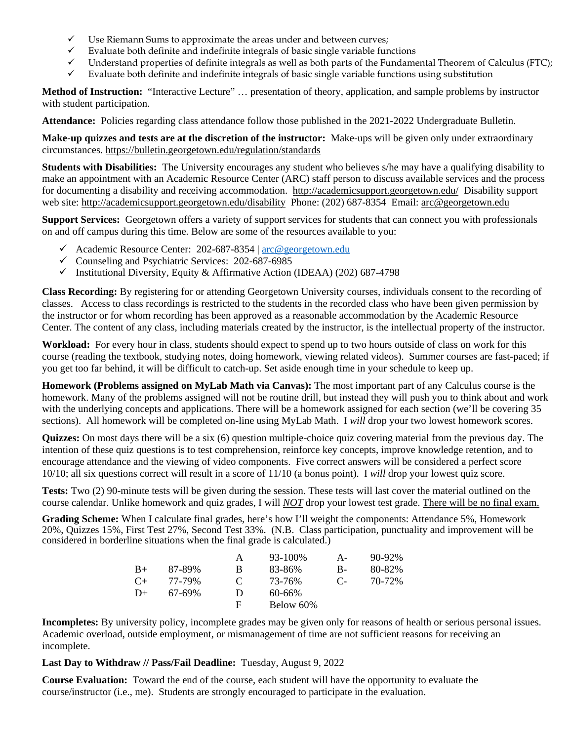- ✓ Use Riemann Sums to approximate the areas under and between curves;
- ✓ Evaluate both definite and indefinite integrals of basic single variable functions
- ✓ Understand properties of definite integrals as well as both parts of the Fundamental Theorem of Calculus (FTC);
- ✓ Evaluate both definite and indefinite integrals of basic single variable functions using substitution

**Method of Instruction:** "Interactive Lecture" … presentation of theory, application, and sample problems by instructor with student participation.

**Attendance:** Policies regarding class attendance follow those published in the 2021-2022 Undergraduate Bulletin.

**Make-up quizzes and tests are at the discretion of the instructor:** Make-ups will be given only under extraordinary circumstances. https://bulletin.georgetown.edu/regulation/standards

**Students with Disabilities:** The University encourages any student who believes s/he may have a qualifying disability to make an appointment with an Academic Resource Center (ARC) staff person to discuss available services and the process for documenting a disability and receiving accommodation. http://academicsupport.georgetown.edu/ Disability support web site: http://academicsupport.georgetown.edu/disability Phone: (202) 687-8354 Email: arc@georgetown.edu

**Support Services:** Georgetown offers a variety of support services for students that can connect you with professionals on and off campus during this time. Below are some of the resources available to you:

- ✓ Academic Resource Center: 202-687-8354 | arc@georgetown.edu
- ✓ Counseling and Psychiatric Services: 202-687-6985
- ✓ Institutional Diversity, Equity & Affirmative Action (IDEAA) (202) 687-4798

**Class Recording:** By registering for or attending Georgetown University courses, individuals consent to the recording of classes. Access to class recordings is restricted to the students in the recorded class who have been given permission by the instructor or for whom recording has been approved as a reasonable accommodation by the Academic Resource Center. The content of any class, including materials created by the instructor, is the intellectual property of the instructor.

**Workload:** For every hour in class, students should expect to spend up to two hours outside of class on work for this course (reading the textbook, studying notes, doing homework, viewing related videos). Summer courses are fast-paced; if you get too far behind, it will be difficult to catch-up. Set aside enough time in your schedule to keep up.

**Homework (Problems assigned on MyLab Math via Canvas):** The most important part of any Calculus course is the homework. Many of the problems assigned will not be routine drill, but instead they will push you to think about and work with the underlying concepts and applications. There will be a homework assigned for each section (we'll be covering 35 sections). All homework will be completed on-line using MyLab Math. I *will* drop your two lowest homework scores.

**Quizzes:** On most days there will be a six (6) question multiple-choice quiz covering material from the previous day. The intention of these quiz questions is to test comprehension, reinforce key concepts, improve knowledge retention, and to encourage attendance and the viewing of video components. Five correct answers will be considered a perfect score 10/10; all six questions correct will result in a score of 11/10 (a bonus point). I *will* drop your lowest quiz score.

**Tests:** Two (2) 90-minute tests will be given during the session. These tests will last cover the material outlined on the course calendar. Unlike homework and quiz grades, I will ***NOT*** drop your lowest test grade. <u>There will be no final exam.</u>

**Grading Scheme:** When I calculate final grades, here's how I'll weight the components: Attendance 5%, Homework 20%, Quizzes 15%, First Test 27%, Second Test 33%. (N.B. Class participation, punctuality and improvement will be considered in borderline situations when the final grade is calculated.)

| | | | | | |
|---|---|---|---|---|---|
| | | A | 93-100% | A- | 90-92% |
| B+ | 87-89% | B | 83-86% | B- | 80-82% |
| C+ | 77-79% | C | 73-76% | C- | 70-72% |
| D+ | 67-69% | D | 60-66% | | |
| | | F | Below 60% | | |

**Incompletes:** By university policy, incomplete grades may be given only for reasons of health or serious personal issues. Academic overload, outside employment, or mismanagement of time are not sufficient reasons for receiving an incomplete.

**Last Day to Withdraw // Pass/Fail Deadline:** Tuesday, August 9, 2022

**Course Evaluation:** Toward the end of the course, each student will have the opportunity to evaluate the course/instructor (i.e., me). Students are strongly encouraged to participate in the evaluation.